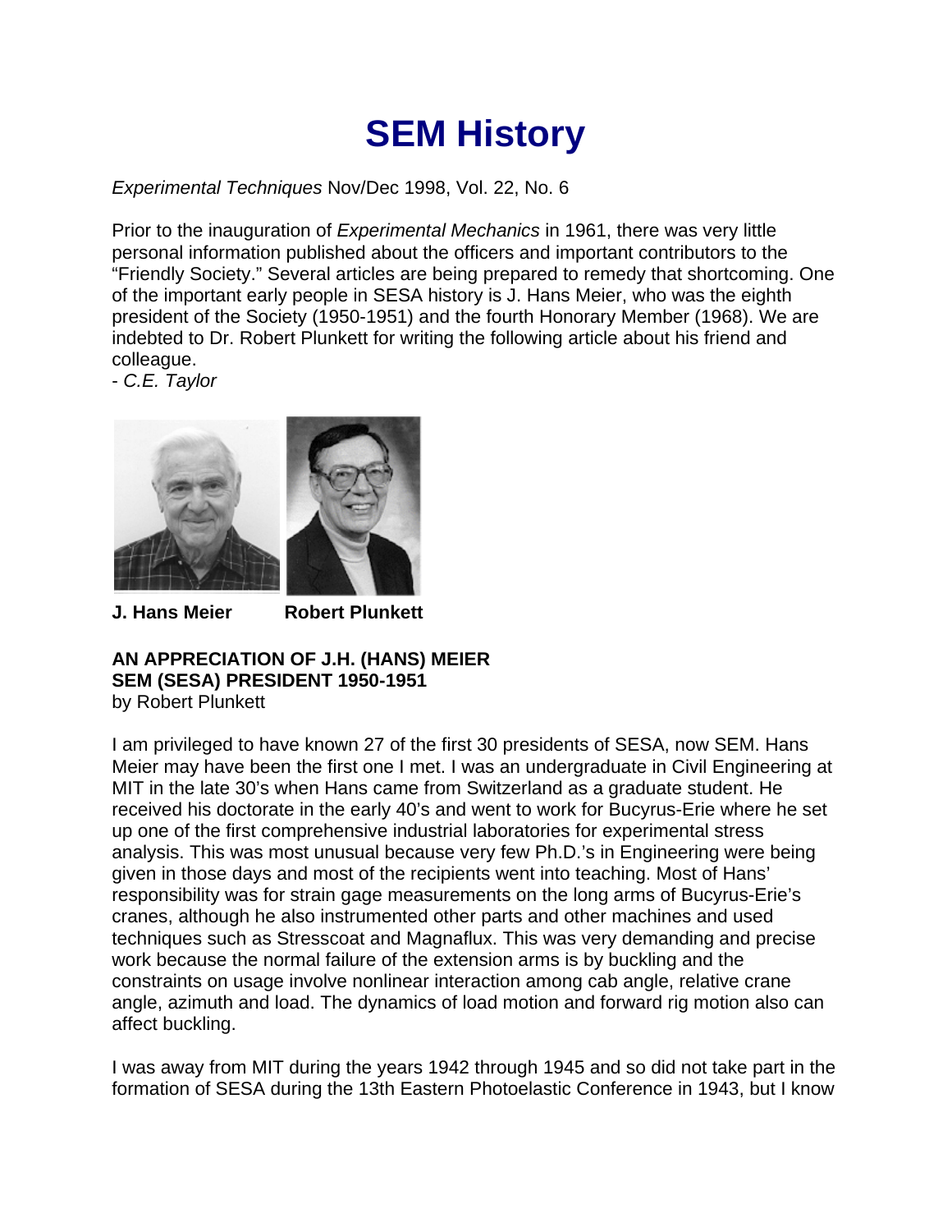# SEM History

*Experimental Techniques* Nov/Dec 1998, Vol. 22, No. 6

Prior to the inauguration of *Experimental Mechanics* in 1961, there was very little personal information published about the officers and important contributors to the "Friendly Society." Several articles are being prepared to remedy that shortcoming. One of the important early people in SESA history is J. Hans Meier, who was the eighth president of the Society (1950-1951) and the fourth Honorary Member (1968). We are indebted to Dr. Robert Plunkett for writing the following article about his friend and colleague.

\- *C.E. Taylor*

**J. Hans Meier** **Robert Plunkett**

**AN APPRECIATION OF J.H. (HANS) MEIER**
**SEM (SESA) PRESIDENT 1950-1951**
by Robert Plunkett

I am privileged to have known 27 of the first 30 presidents of SESA, now SEM. Hans Meier may have been the first one I met. I was an undergraduate in Civil Engineering at MIT in the late 30's when Hans came from Switzerland as a graduate student. He received his doctorate in the early 40's and went to work for Bucyrus-Erie where he set up one of the first comprehensive industrial laboratories for experimental stress analysis. This was most unusual because very few Ph.D.'s in Engineering were being given in those days and most of the recipients went into teaching. Most of Hans' responsibility was for strain gage measurements on the long arms of Bucyrus-Erie's cranes, although he also instrumented other parts and other machines and used techniques such as Stresscoat and Magnaflux. This was very demanding and precise work because the normal failure of the extension arms is by buckling and the constraints on usage involve nonlinear interaction among cab angle, relative crane angle, azimuth and load. The dynamics of load motion and forward rig motion also can affect buckling.

I was away from MIT during the years 1942 through 1945 and so did not take part in the formation of SESA during the 13th Eastern Photoelastic Conference in 1943, but I know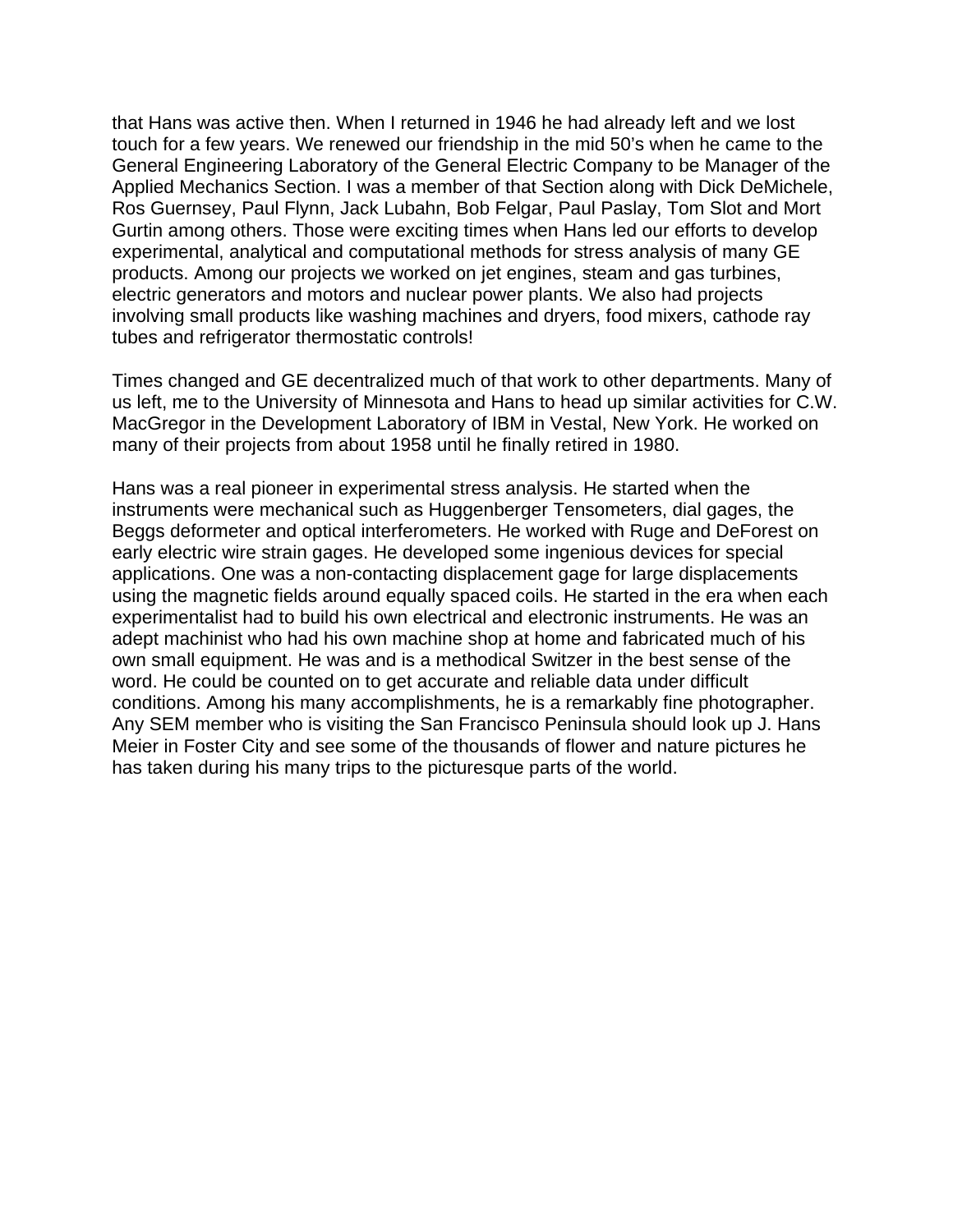that Hans was active then. When I returned in 1946 he had already left and we lost touch for a few years. We renewed our friendship in the mid 50's when he came to the General Engineering Laboratory of the General Electric Company to be Manager of the Applied Mechanics Section. I was a member of that Section along with Dick DeMichele, Ros Guernsey, Paul Flynn, Jack Lubahn, Bob Felgar, Paul Paslay, Tom Slot and Mort Gurtin among others. Those were exciting times when Hans led our efforts to develop experimental, analytical and computational methods for stress analysis of many GE products. Among our projects we worked on jet engines, steam and gas turbines, electric generators and motors and nuclear power plants. We also had projects involving small products like washing machines and dryers, food mixers, cathode ray tubes and refrigerator thermostatic controls!

Times changed and GE decentralized much of that work to other departments. Many of us left, me to the University of Minnesota and Hans to head up similar activities for C.W. MacGregor in the Development Laboratory of IBM in Vestal, New York. He worked on many of their projects from about 1958 until he finally retired in 1980.

Hans was a real pioneer in experimental stress analysis. He started when the instruments were mechanical such as Huggenberger Tensometers, dial gages, the Beggs deformeter and optical interferometers. He worked with Ruge and DeForest on early electric wire strain gages. He developed some ingenious devices for special applications. One was a non-contacting displacement gage for large displacements using the magnetic fields around equally spaced coils. He started in the era when each experimentalist had to build his own electrical and electronic instruments. He was an adept machinist who had his own machine shop at home and fabricated much of his own small equipment. He was and is a methodical Switzer in the best sense of the word. He could be counted on to get accurate and reliable data under difficult conditions. Among his many accomplishments, he is a remarkably fine photographer. Any SEM member who is visiting the San Francisco Peninsula should look up J. Hans Meier in Foster City and see some of the thousands of flower and nature pictures he has taken during his many trips to the picturesque parts of the world.